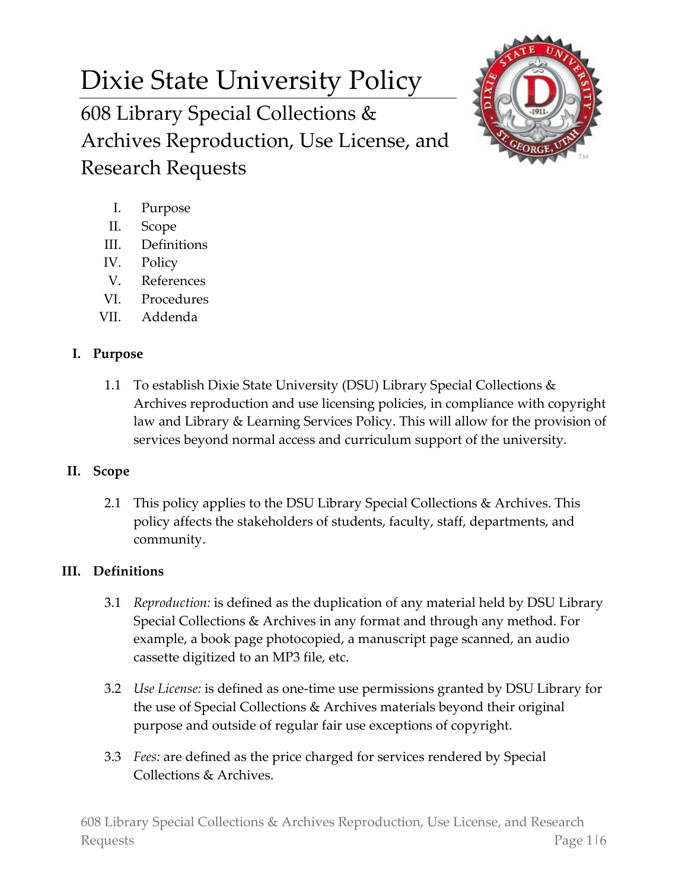# Dixie State University Policy

## 608 Library Special Collections & Archives Reproduction, Use License, and Research Requests

I. Purpose
II. Scope
III. Definitions
IV. Policy
V. References
VI. Procedures
VII. Addenda

### I. Purpose

1.1 To establish Dixie State University (DSU) Library Special Collections & Archives reproduction and use licensing policies, in compliance with copyright law and Library & Learning Services Policy. This will allow for the provision of services beyond normal access and curriculum support of the university.

### II. Scope

2.1 This policy applies to the DSU Library Special Collections & Archives. This policy affects the stakeholders of students, faculty, staff, departments, and community.

### III. Definitions

3.1 *Reproduction:* is defined as the duplication of any material held by DSU Library Special Collections & Archives in any format and through any method. For example, a book page photocopied, a manuscript page scanned, an audio cassette digitized to an MP3 file, etc.

3.2 *Use License:* is defined as one-time use permissions granted by DSU Library for the use of Special Collections & Archives materials beyond their original purpose and outside of regular fair use exceptions of copyright.

3.3 *Fees:* are defined as the price charged for services rendered by Special Collections & Archives.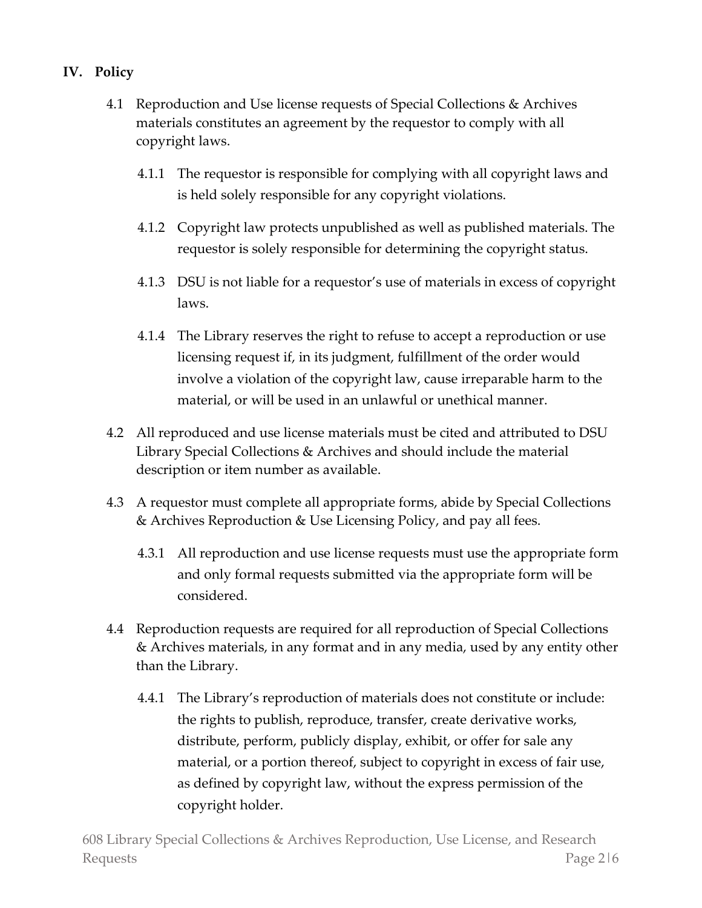## IV. Policy

4.1 Reproduction and Use license requests of Special Collections & Archives materials constitutes an agreement by the requestor to comply with all copyright laws.

4.1.1 The requestor is responsible for complying with all copyright laws and is held solely responsible for any copyright violations.

4.1.2 Copyright law protects unpublished as well as published materials. The requestor is solely responsible for determining the copyright status.

4.1.3 DSU is not liable for a requestor's use of materials in excess of copyright laws.

4.1.4 The Library reserves the right to refuse to accept a reproduction or use licensing request if, in its judgment, fulfillment of the order would involve a violation of the copyright law, cause irreparable harm to the material, or will be used in an unlawful or unethical manner.

4.2 All reproduced and use license materials must be cited and attributed to DSU Library Special Collections & Archives and should include the material description or item number as available.

4.3 A requestor must complete all appropriate forms, abide by Special Collections & Archives Reproduction & Use Licensing Policy, and pay all fees.

4.3.1 All reproduction and use license requests must use the appropriate form and only formal requests submitted via the appropriate form will be considered.

4.4 Reproduction requests are required for all reproduction of Special Collections & Archives materials, in any format and in any media, used by any entity other than the Library.

4.4.1 The Library's reproduction of materials does not constitute or include: the rights to publish, reproduce, transfer, create derivative works, distribute, perform, publicly display, exhibit, or offer for sale any material, or a portion thereof, subject to copyright in excess of fair use, as defined by copyright law, without the express permission of the copyright holder.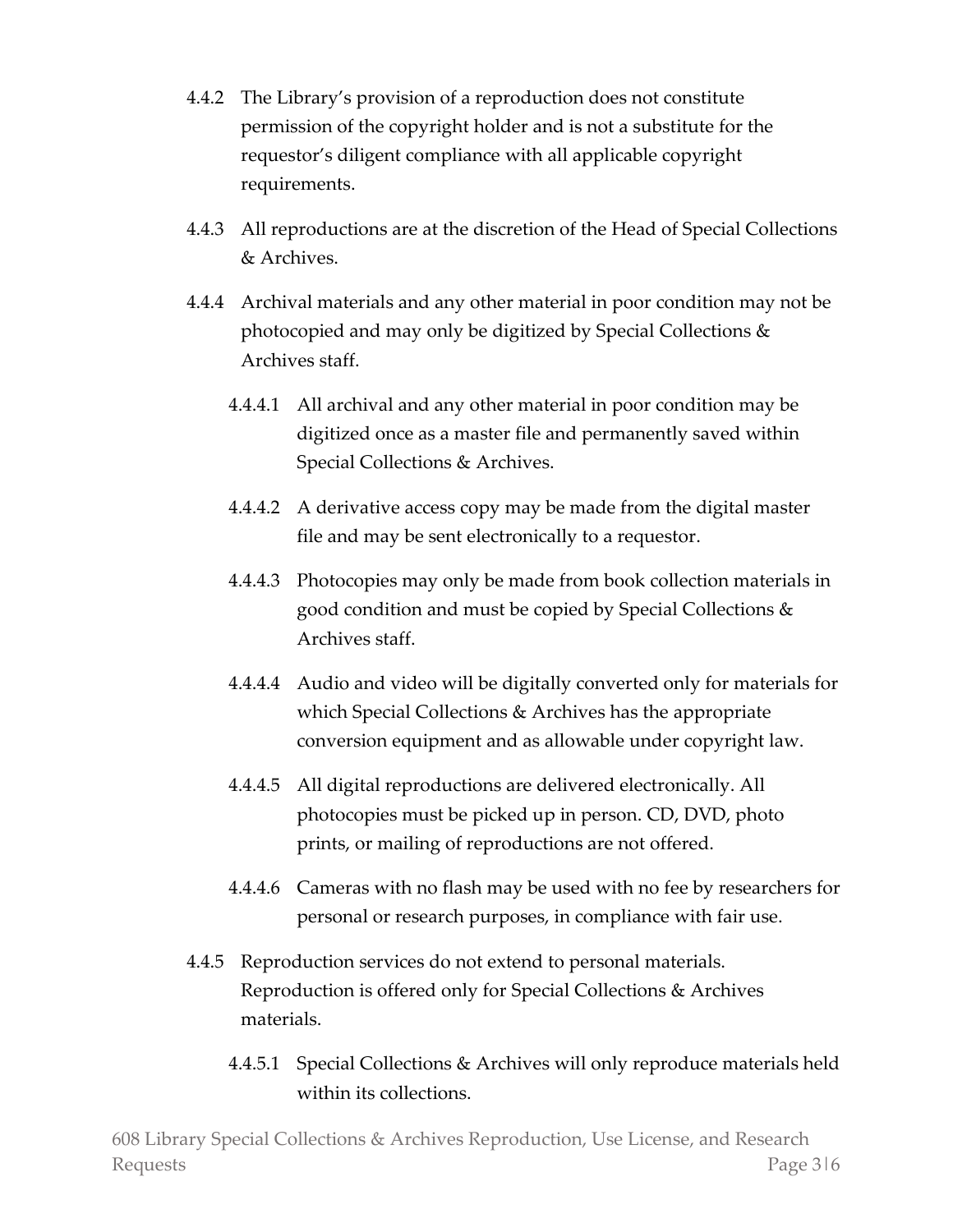4.4.2 The Library's provision of a reproduction does not constitute permission of the copyright holder and is not a substitute for the requestor's diligent compliance with all applicable copyright requirements.

4.4.3 All reproductions are at the discretion of the Head of Special Collections & Archives.

4.4.4 Archival materials and any other material in poor condition may not be photocopied and may only be digitized by Special Collections & Archives staff.

4.4.4.1 All archival and any other material in poor condition may be digitized once as a master file and permanently saved within Special Collections & Archives.

4.4.4.2 A derivative access copy may be made from the digital master file and may be sent electronically to a requestor.

4.4.4.3 Photocopies may only be made from book collection materials in good condition and must be copied by Special Collections & Archives staff.

4.4.4.4 Audio and video will be digitally converted only for materials for which Special Collections & Archives has the appropriate conversion equipment and as allowable under copyright law.

4.4.4.5 All digital reproductions are delivered electronically. All photocopies must be picked up in person. CD, DVD, photo prints, or mailing of reproductions are not offered.

4.4.4.6 Cameras with no flash may be used with no fee by researchers for personal or research purposes, in compliance with fair use.

4.4.5 Reproduction services do not extend to personal materials. Reproduction is offered only for Special Collections & Archives materials.

4.4.5.1 Special Collections & Archives will only reproduce materials held within its collections.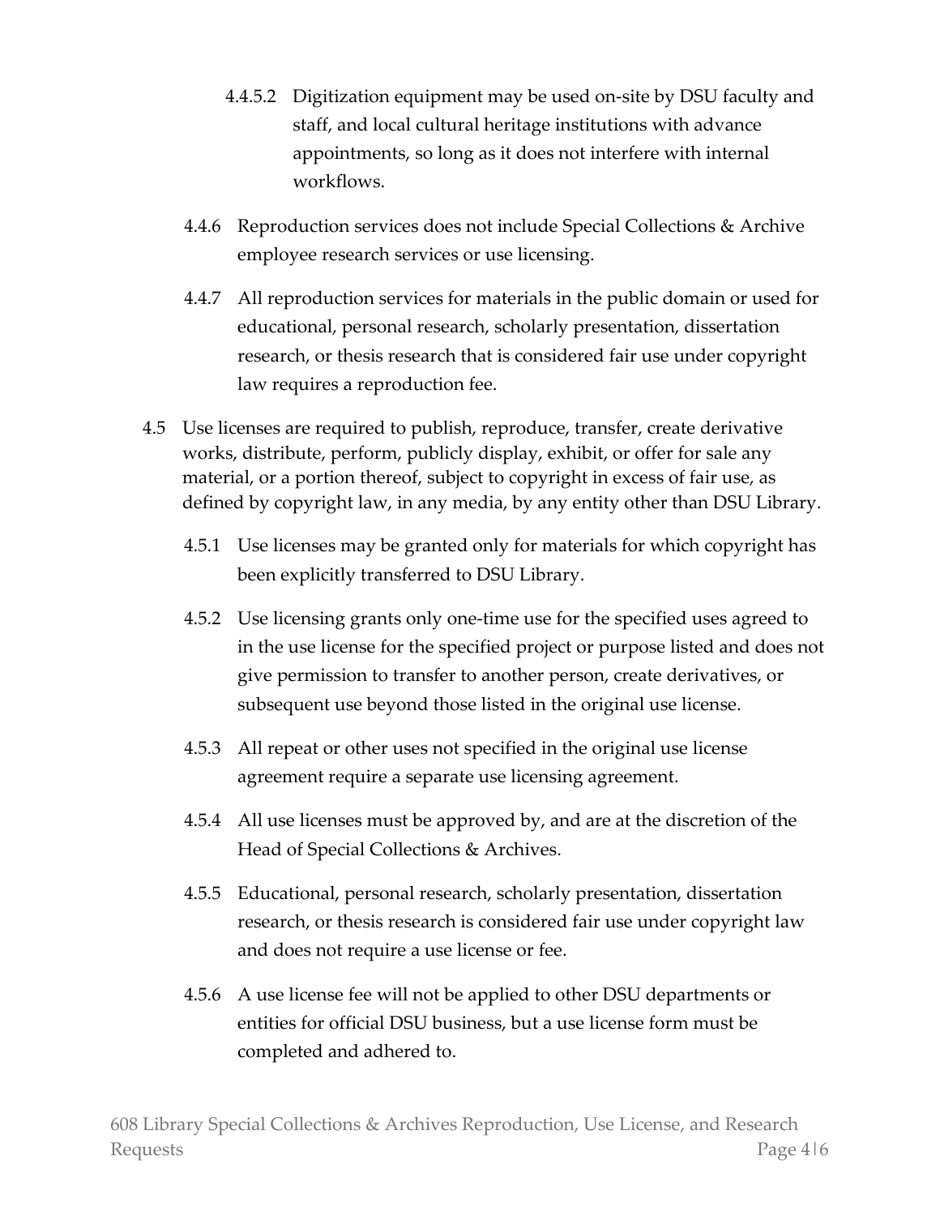4.4.5.2 Digitization equipment may be used on-site by DSU faculty and staff, and local cultural heritage institutions with advance appointments, so long as it does not interfere with internal workflows.

4.4.6 Reproduction services does not include Special Collections & Archive employee research services or use licensing.

4.4.7 All reproduction services for materials in the public domain or used for educational, personal research, scholarly presentation, dissertation research, or thesis research that is considered fair use under copyright law requires a reproduction fee.

4.5 Use licenses are required to publish, reproduce, transfer, create derivative works, distribute, perform, publicly display, exhibit, or offer for sale any material, or a portion thereof, subject to copyright in excess of fair use, as defined by copyright law, in any media, by any entity other than DSU Library.

4.5.1 Use licenses may be granted only for materials for which copyright has been explicitly transferred to DSU Library.

4.5.2 Use licensing grants only one-time use for the specified uses agreed to in the use license for the specified project or purpose listed and does not give permission to transfer to another person, create derivatives, or subsequent use beyond those listed in the original use license.

4.5.3 All repeat or other uses not specified in the original use license agreement require a separate use licensing agreement.

4.5.4 All use licenses must be approved by, and are at the discretion of the Head of Special Collections & Archives.

4.5.5 Educational, personal research, scholarly presentation, dissertation research, or thesis research is considered fair use under copyright law and does not require a use license or fee.

4.5.6 A use license fee will not be applied to other DSU departments or entities for official DSU business, but a use license form must be completed and adhered to.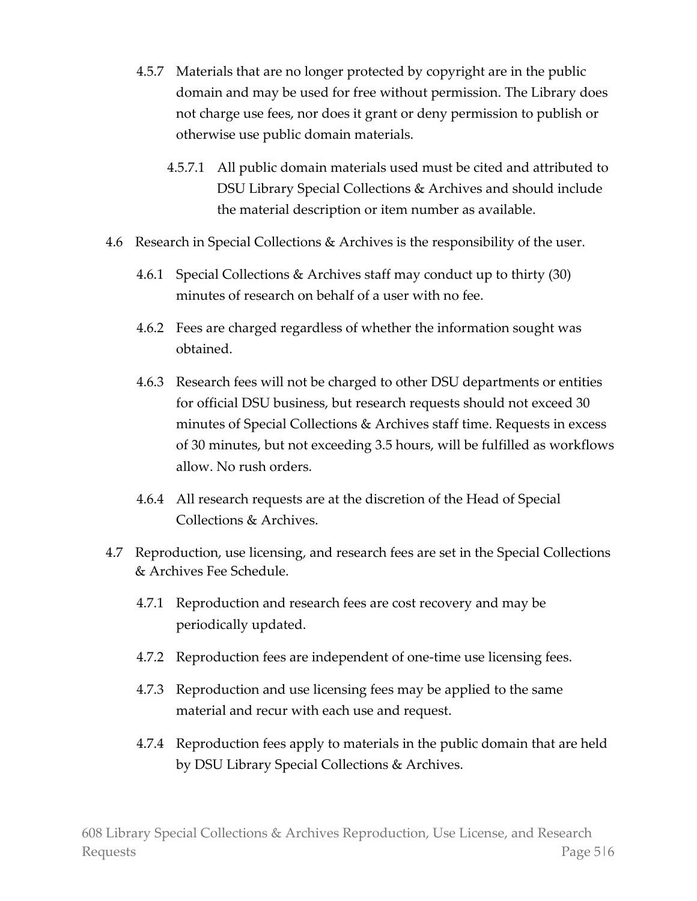4.5.7 Materials that are no longer protected by copyright are in the public domain and may be used for free without permission. The Library does not charge use fees, nor does it grant or deny permission to publish or otherwise use public domain materials.

4.5.7.1 All public domain materials used must be cited and attributed to DSU Library Special Collections & Archives and should include the material description or item number as available.

4.6 Research in Special Collections & Archives is the responsibility of the user.

4.6.1 Special Collections & Archives staff may conduct up to thirty (30) minutes of research on behalf of a user with no fee.

4.6.2 Fees are charged regardless of whether the information sought was obtained.

4.6.3 Research fees will not be charged to other DSU departments or entities for official DSU business, but research requests should not exceed 30 minutes of Special Collections & Archives staff time. Requests in excess of 30 minutes, but not exceeding 3.5 hours, will be fulfilled as workflows allow. No rush orders.

4.6.4 All research requests are at the discretion of the Head of Special Collections & Archives.

4.7 Reproduction, use licensing, and research fees are set in the Special Collections & Archives Fee Schedule.

4.7.1 Reproduction and research fees are cost recovery and may be periodically updated.

4.7.2 Reproduction fees are independent of one-time use licensing fees.

4.7.3 Reproduction and use licensing fees may be applied to the same material and recur with each use and request.

4.7.4 Reproduction fees apply to materials in the public domain that are held by DSU Library Special Collections & Archives.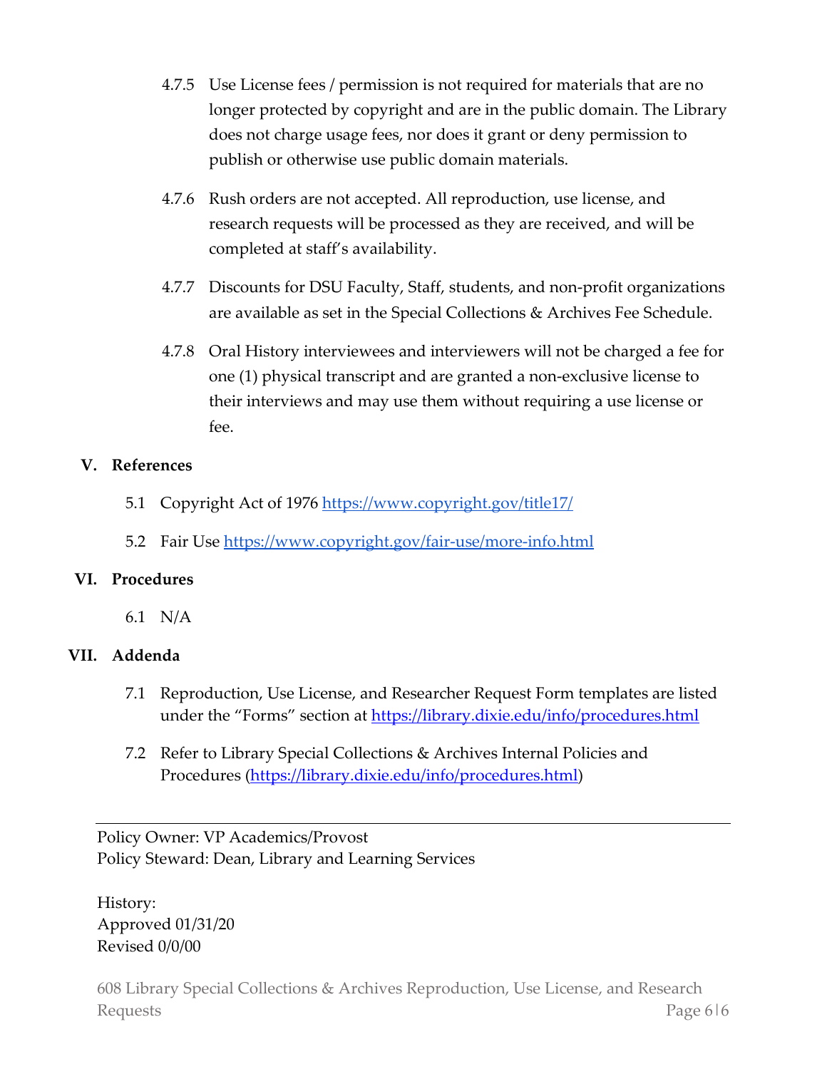4.7.5 Use License fees / permission is not required for materials that are no longer protected by copyright and are in the public domain. The Library does not charge usage fees, nor does it grant or deny permission to publish or otherwise use public domain materials.

4.7.6 Rush orders are not accepted. All reproduction, use license, and research requests will be processed as they are received, and will be completed at staff's availability.

4.7.7 Discounts for DSU Faculty, Staff, students, and non-profit organizations are available as set in the Special Collections & Archives Fee Schedule.

4.7.8 Oral History interviewees and interviewers will not be charged a fee for one (1) physical transcript and are granted a non-exclusive license to their interviews and may use them without requiring a use license or fee.

## V. References

5.1 Copyright Act of 1976 https://www.copyright.gov/title17/

5.2 Fair Use https://www.copyright.gov/fair-use/more-info.html

## VI. Procedures

6.1 N/A

## VII. Addenda

7.1 Reproduction, Use License, and Researcher Request Form templates are listed under the "Forms" section at https://library.dixie.edu/info/procedures.html

7.2 Refer to Library Special Collections & Archives Internal Policies and Procedures (https://library.dixie.edu/info/procedures.html)

---

Policy Owner: VP Academics/Provost
Policy Steward: Dean, Library and Learning Services

History:
Approved 01/31/20
Revised 0/0/00